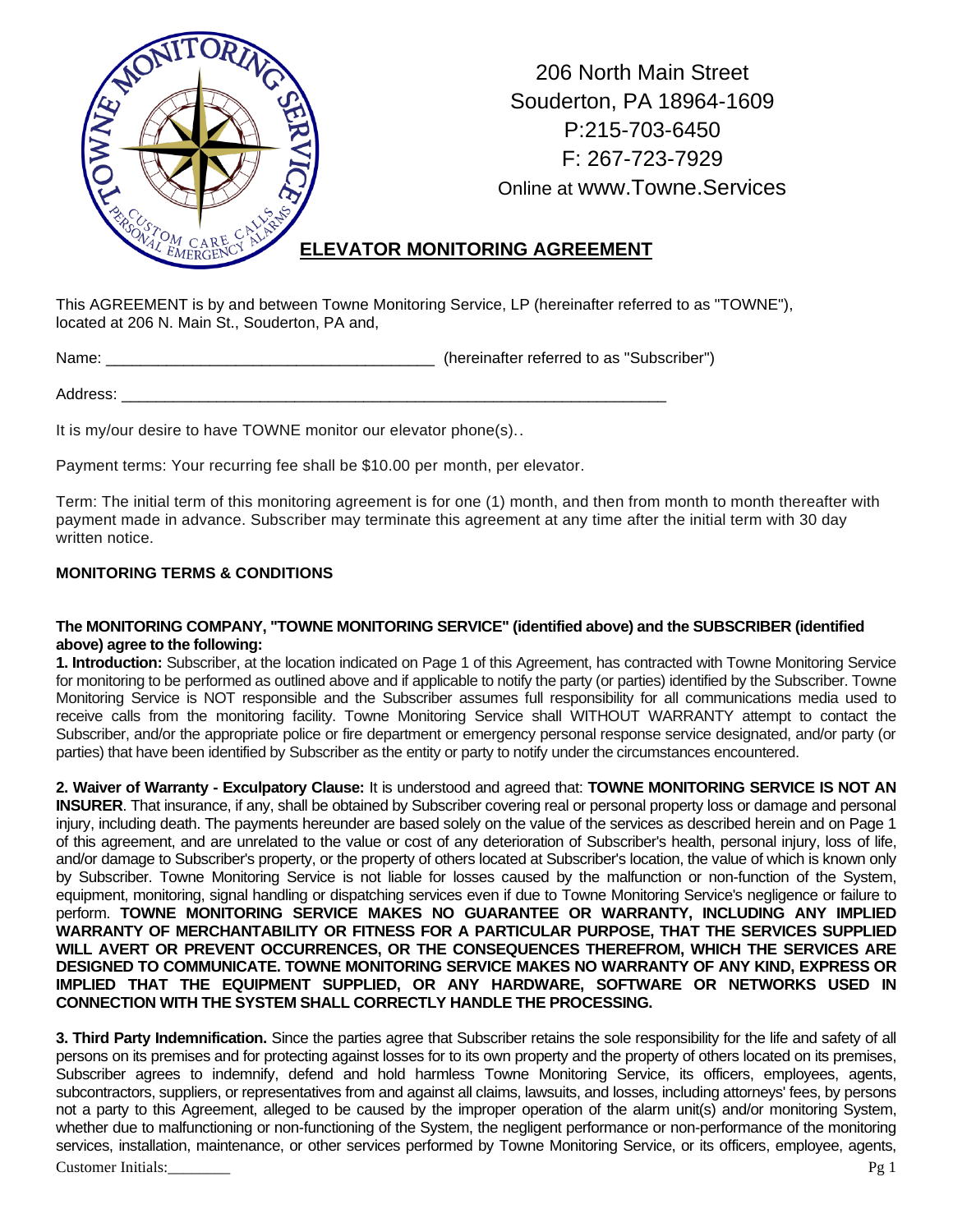206 North Main Street
Souderton, PA 18964-1609
P:215-703-6450
F: 267-723-7929
Online at www.Towne.Services

# ELEVATOR MONITORING AGREEMENT

This AGREEMENT is by and between Towne Monitoring Service, LP (hereinafter referred to as "TOWNE"), located at 206 N. Main St., Souderton, PA and,

Name: _____________________________________ (hereinafter referred to as "Subscriber")

Address: ______________________________________________________________

It is my/our desire to have TOWNE monitor our elevator phone(s)..

Payment terms: Your recurring fee shall be $10.00 per month, per elevator.

Term: The initial term of this monitoring agreement is for one (1) month, and then from month to month thereafter with payment made in advance. Subscriber may terminate this agreement at any time after the initial term with 30 day written notice.

**MONITORING TERMS & CONDITIONS**

**The MONITORING COMPANY, "TOWNE MONITORING SERVICE" (identified above) and the SUBSCRIBER (identified above) agree to the following:**

**1. Introduction:** Subscriber, at the location indicated on Page 1 of this Agreement, has contracted with Towne Monitoring Service for monitoring to be performed as outlined above and if applicable to notify the party (or parties) identified by the Subscriber. Towne Monitoring Service is NOT responsible and the Subscriber assumes full responsibility for all communications media used to receive calls from the monitoring facility. Towne Monitoring Service shall WITHOUT WARRANTY attempt to contact the Subscriber, and/or the appropriate police or fire department or emergency personal response service designated, and/or party (or parties) that have been identified by Subscriber as the entity or party to notify under the circumstances encountered.

**2. Waiver of Warranty - Exculpatory Clause:** It is understood and agreed that: **TOWNE MONITORING SERVICE IS NOT AN INSURER**. That insurance, if any, shall be obtained by Subscriber covering real or personal property loss or damage and personal injury, including death. The payments hereunder are based solely on the value of the services as described herein and on Page 1 of this agreement, and are unrelated to the value or cost of any deterioration of Subscriber's health, personal injury, loss of life, and/or damage to Subscriber's property, or the property of others located at Subscriber's location, the value of which is known only by Subscriber. Towne Monitoring Service is not liable for losses caused by the malfunction or non-function of the System, equipment, monitoring, signal handling or dispatching services even if due to Towne Monitoring Service's negligence or failure to perform. **TOWNE MONITORING SERVICE MAKES NO GUARANTEE OR WARRANTY, INCLUDING ANY IMPLIED WARRANTY OF MERCHANTABILITY OR FITNESS FOR A PARTICULAR PURPOSE, THAT THE SERVICES SUPPLIED WILL AVERT OR PREVENT OCCURRENCES, OR THE CONSEQUENCES THEREFROM, WHICH THE SERVICES ARE DESIGNED TO COMMUNICATE. TOWNE MONITORING SERVICE MAKES NO WARRANTY OF ANY KIND, EXPRESS OR IMPLIED THAT THE EQUIPMENT SUPPLIED, OR ANY HARDWARE, SOFTWARE OR NETWORKS USED IN CONNECTION WITH THE SYSTEM SHALL CORRECTLY HANDLE THE PROCESSING.**

**3. Third Party Indemnification.** Since the parties agree that Subscriber retains the sole responsibility for the life and safety of all persons on its premises and for protecting against losses for to its own property and the property of others located on its premises, Subscriber agrees to indemnify, defend and hold harmless Towne Monitoring Service, its officers, employees, agents, subcontractors, suppliers, or representatives from and against all claims, lawsuits, and losses, including attorneys' fees, by persons not a party to this Agreement, alleged to be caused by the improper operation of the alarm unit(s) and/or monitoring System, whether due to malfunctioning or non-functioning of the System, the negligent performance or non-performance of the monitoring services, installation, maintenance, or other services performed by Towne Monitoring Service, or its officers, employee, agents,

Customer Initials:________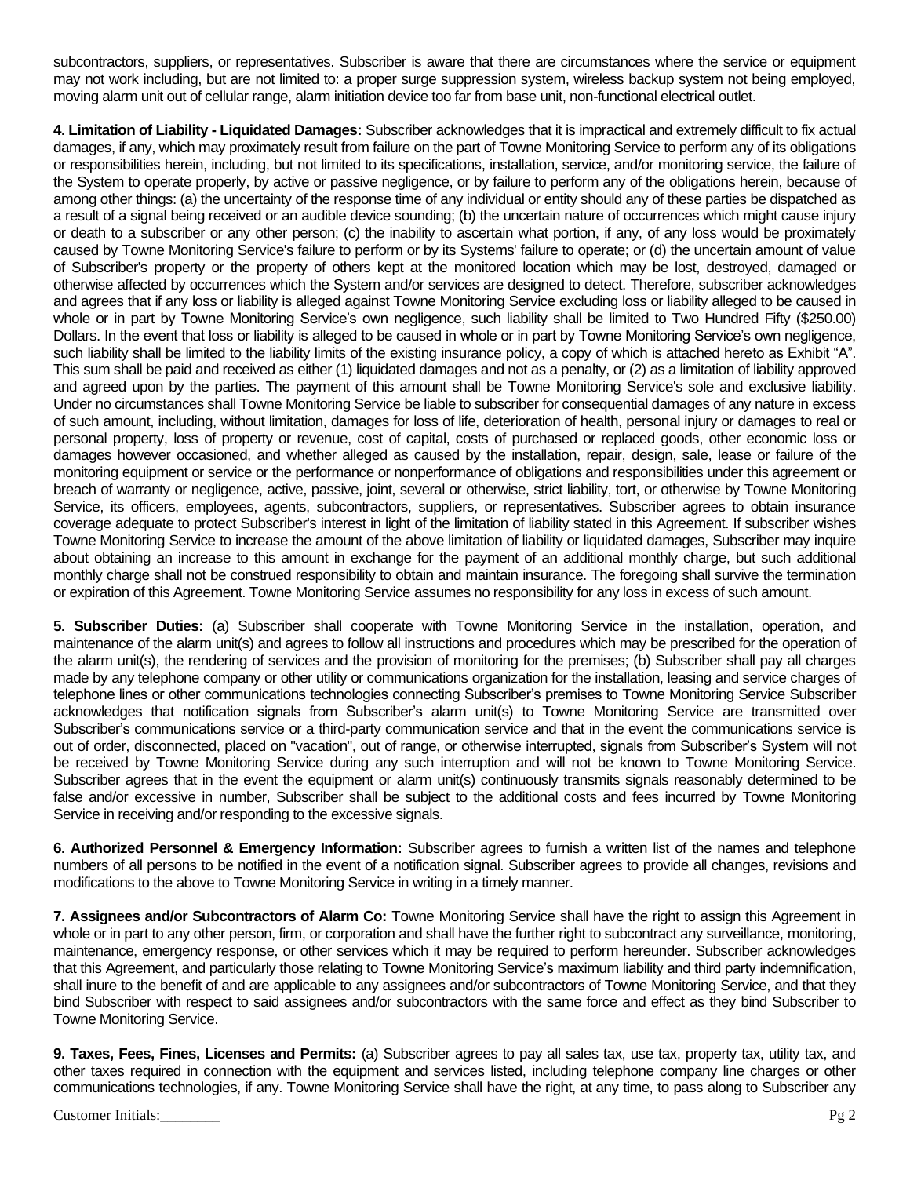subcontractors, suppliers, or representatives. Subscriber is aware that there are circumstances where the service or equipment may not work including, but are not limited to: a proper surge suppression system, wireless backup system not being employed, moving alarm unit out of cellular range, alarm initiation device too far from base unit, non-functional electrical outlet.

**4. Limitation of Liability - Liquidated Damages:** Subscriber acknowledges that it is impractical and extremely difficult to fix actual damages, if any, which may proximately result from failure on the part of Towne Monitoring Service to perform any of its obligations or responsibilities herein, including, but not limited to its specifications, installation, service, and/or monitoring service, the failure of the System to operate properly, by active or passive negligence, or by failure to perform any of the obligations herein, because of among other things: (a) the uncertainty of the response time of any individual or entity should any of these parties be dispatched as a result of a signal being received or an audible device sounding; (b) the uncertain nature of occurrences which might cause injury or death to a subscriber or any other person; (c) the inability to ascertain what portion, if any, of any loss would be proximately caused by Towne Monitoring Service's failure to perform or by its Systems' failure to operate; or (d) the uncertain amount of value of Subscriber's property or the property of others kept at the monitored location which may be lost, destroyed, damaged or otherwise affected by occurrences which the System and/or services are designed to detect. Therefore, subscriber acknowledges and agrees that if any loss or liability is alleged against Towne Monitoring Service excluding loss or liability alleged to be caused in whole or in part by Towne Monitoring Service's own negligence, such liability shall be limited to Two Hundred Fifty ($250.00) Dollars. In the event that loss or liability is alleged to be caused in whole or in part by Towne Monitoring Service's own negligence, such liability shall be limited to the liability limits of the existing insurance policy, a copy of which is attached hereto as Exhibit "A". This sum shall be paid and received as either (1) liquidated damages and not as a penalty, or (2) as a limitation of liability approved and agreed upon by the parties. The payment of this amount shall be Towne Monitoring Service's sole and exclusive liability. Under no circumstances shall Towne Monitoring Service be liable to subscriber for consequential damages of any nature in excess of such amount, including, without limitation, damages for loss of life, deterioration of health, personal injury or damages to real or personal property, loss of property or revenue, cost of capital, costs of purchased or replaced goods, other economic loss or damages however occasioned, and whether alleged as caused by the installation, repair, design, sale, lease or failure of the monitoring equipment or service or the performance or nonperformance of obligations and responsibilities under this agreement or breach of warranty or negligence, active, passive, joint, several or otherwise, strict liability, tort, or otherwise by Towne Monitoring Service, its officers, employees, agents, subcontractors, suppliers, or representatives. Subscriber agrees to obtain insurance coverage adequate to protect Subscriber's interest in light of the limitation of liability stated in this Agreement. If subscriber wishes Towne Monitoring Service to increase the amount of the above limitation of liability or liquidated damages, Subscriber may inquire about obtaining an increase to this amount in exchange for the payment of an additional monthly charge, but such additional monthly charge shall not be construed responsibility to obtain and maintain insurance. The foregoing shall survive the termination or expiration of this Agreement. Towne Monitoring Service assumes no responsibility for any loss in excess of such amount.

**5. Subscriber Duties:** (a) Subscriber shall cooperate with Towne Monitoring Service in the installation, operation, and maintenance of the alarm unit(s) and agrees to follow all instructions and procedures which may be prescribed for the operation of the alarm unit(s), the rendering of services and the provision of monitoring for the premises; (b) Subscriber shall pay all charges made by any telephone company or other utility or communications organization for the installation, leasing and service charges of telephone lines or other communications technologies connecting Subscriber's premises to Towne Monitoring Service Subscriber acknowledges that notification signals from Subscriber's alarm unit(s) to Towne Monitoring Service are transmitted over Subscriber's communications service or a third-party communication service and that in the event the communications service is out of order, disconnected, placed on "vacation", out of range, or otherwise interrupted, signals from Subscriber's System will not be received by Towne Monitoring Service during any such interruption and will not be known to Towne Monitoring Service. Subscriber agrees that in the event the equipment or alarm unit(s) continuously transmits signals reasonably determined to be false and/or excessive in number, Subscriber shall be subject to the additional costs and fees incurred by Towne Monitoring Service in receiving and/or responding to the excessive signals.

**6. Authorized Personnel & Emergency Information:** Subscriber agrees to furnish a written list of the names and telephone numbers of all persons to be notified in the event of a notification signal. Subscriber agrees to provide all changes, revisions and modifications to the above to Towne Monitoring Service in writing in a timely manner.

**7. Assignees and/or Subcontractors of Alarm Co:** Towne Monitoring Service shall have the right to assign this Agreement in whole or in part to any other person, firm, or corporation and shall have the further right to subcontract any surveillance, monitoring, maintenance, emergency response, or other services which it may be required to perform hereunder. Subscriber acknowledges that this Agreement, and particularly those relating to Towne Monitoring Service's maximum liability and third party indemnification, shall inure to the benefit of and are applicable to any assignees and/or subcontractors of Towne Monitoring Service, and that they bind Subscriber with respect to said assignees and/or subcontractors with the same force and effect as they bind Subscriber to Towne Monitoring Service.

**9. Taxes, Fees, Fines, Licenses and Permits:** (a) Subscriber agrees to pay all sales tax, use tax, property tax, utility tax, and other taxes required in connection with the equipment and services listed, including telephone company line charges or other communications technologies, if any. Towne Monitoring Service shall have the right, at any time, to pass along to Subscriber any

Customer Initials:________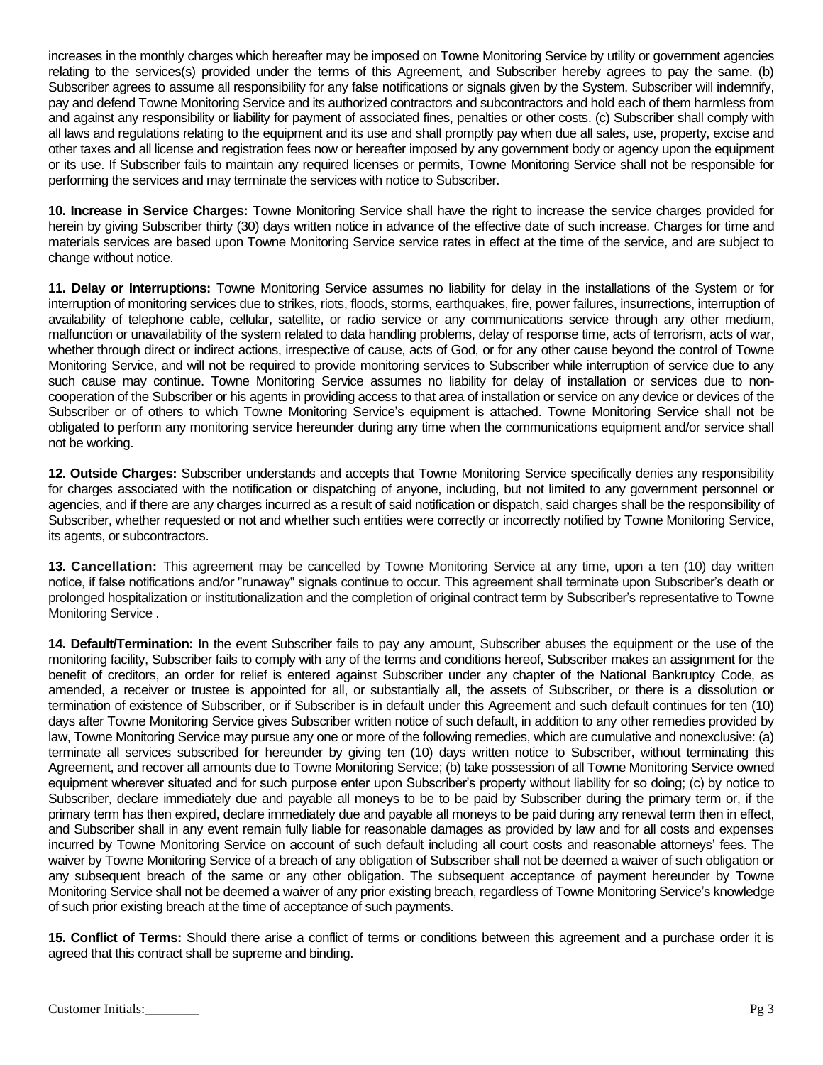increases in the monthly charges which hereafter may be imposed on Towne Monitoring Service by utility or government agencies relating to the services(s) provided under the terms of this Agreement, and Subscriber hereby agrees to pay the same. (b) Subscriber agrees to assume all responsibility for any false notifications or signals given by the System. Subscriber will indemnify, pay and defend Towne Monitoring Service and its authorized contractors and subcontractors and hold each of them harmless from and against any responsibility or liability for payment of associated fines, penalties or other costs. (c) Subscriber shall comply with all laws and regulations relating to the equipment and its use and shall promptly pay when due all sales, use, property, excise and other taxes and all license and registration fees now or hereafter imposed by any government body or agency upon the equipment or its use. If Subscriber fails to maintain any required licenses or permits, Towne Monitoring Service shall not be responsible for performing the services and may terminate the services with notice to Subscriber.

**10. Increase in Service Charges:** Towne Monitoring Service shall have the right to increase the service charges provided for herein by giving Subscriber thirty (30) days written notice in advance of the effective date of such increase. Charges for time and materials services are based upon Towne Monitoring Service service rates in effect at the time of the service, and are subject to change without notice.

**11. Delay or Interruptions:** Towne Monitoring Service assumes no liability for delay in the installations of the System or for interruption of monitoring services due to strikes, riots, floods, storms, earthquakes, fire, power failures, insurrections, interruption of availability of telephone cable, cellular, satellite, or radio service or any communications service through any other medium, malfunction or unavailability of the system related to data handling problems, delay of response time, acts of terrorism, acts of war, whether through direct or indirect actions, irrespective of cause, acts of God, or for any other cause beyond the control of Towne Monitoring Service, and will not be required to provide monitoring services to Subscriber while interruption of service due to any such cause may continue. Towne Monitoring Service assumes no liability for delay of installation or services due to non-cooperation of the Subscriber or his agents in providing access to that area of installation or service on any device or devices of the Subscriber or of others to which Towne Monitoring Service's equipment is attached. Towne Monitoring Service shall not be obligated to perform any monitoring service hereunder during any time when the communications equipment and/or service shall not be working.

**12. Outside Charges:** Subscriber understands and accepts that Towne Monitoring Service specifically denies any responsibility for charges associated with the notification or dispatching of anyone, including, but not limited to any government personnel or agencies, and if there are any charges incurred as a result of said notification or dispatch, said charges shall be the responsibility of Subscriber, whether requested or not and whether such entities were correctly or incorrectly notified by Towne Monitoring Service, its agents, or subcontractors.

**13. Cancellation:** This agreement may be cancelled by Towne Monitoring Service at any time, upon a ten (10) day written notice, if false notifications and/or "runaway" signals continue to occur. This agreement shall terminate upon Subscriber's death or prolonged hospitalization or institutionalization and the completion of original contract term by Subscriber's representative to Towne Monitoring Service .

**14. Default/Termination:** In the event Subscriber fails to pay any amount, Subscriber abuses the equipment or the use of the monitoring facility, Subscriber fails to comply with any of the terms and conditions hereof, Subscriber makes an assignment for the benefit of creditors, an order for relief is entered against Subscriber under any chapter of the National Bankruptcy Code, as amended, a receiver or trustee is appointed for all, or substantially all, the assets of Subscriber, or there is a dissolution or termination of existence of Subscriber, or if Subscriber is in default under this Agreement and such default continues for ten (10) days after Towne Monitoring Service gives Subscriber written notice of such default, in addition to any other remedies provided by law, Towne Monitoring Service may pursue any one or more of the following remedies, which are cumulative and nonexclusive: (a) terminate all services subscribed for hereunder by giving ten (10) days written notice to Subscriber, without terminating this Agreement, and recover all amounts due to Towne Monitoring Service; (b) take possession of all Towne Monitoring Service owned equipment wherever situated and for such purpose enter upon Subscriber's property without liability for so doing; (c) by notice to Subscriber, declare immediately due and payable all moneys to be to be paid by Subscriber during the primary term or, if the primary term has then expired, declare immediately due and payable all moneys to be paid during any renewal term then in effect, and Subscriber shall in any event remain fully liable for reasonable damages as provided by law and for all costs and expenses incurred by Towne Monitoring Service on account of such default including all court costs and reasonable attorneys' fees. The waiver by Towne Monitoring Service of a breach of any obligation of Subscriber shall not be deemed a waiver of such obligation or any subsequent breach of the same or any other obligation. The subsequent acceptance of payment hereunder by Towne Monitoring Service shall not be deemed a waiver of any prior existing breach, regardless of Towne Monitoring Service's knowledge of such prior existing breach at the time of acceptance of such payments.

**15. Conflict of Terms:** Should there arise a conflict of terms or conditions between this agreement and a purchase order it is agreed that this contract shall be supreme and binding.

Customer Initials:________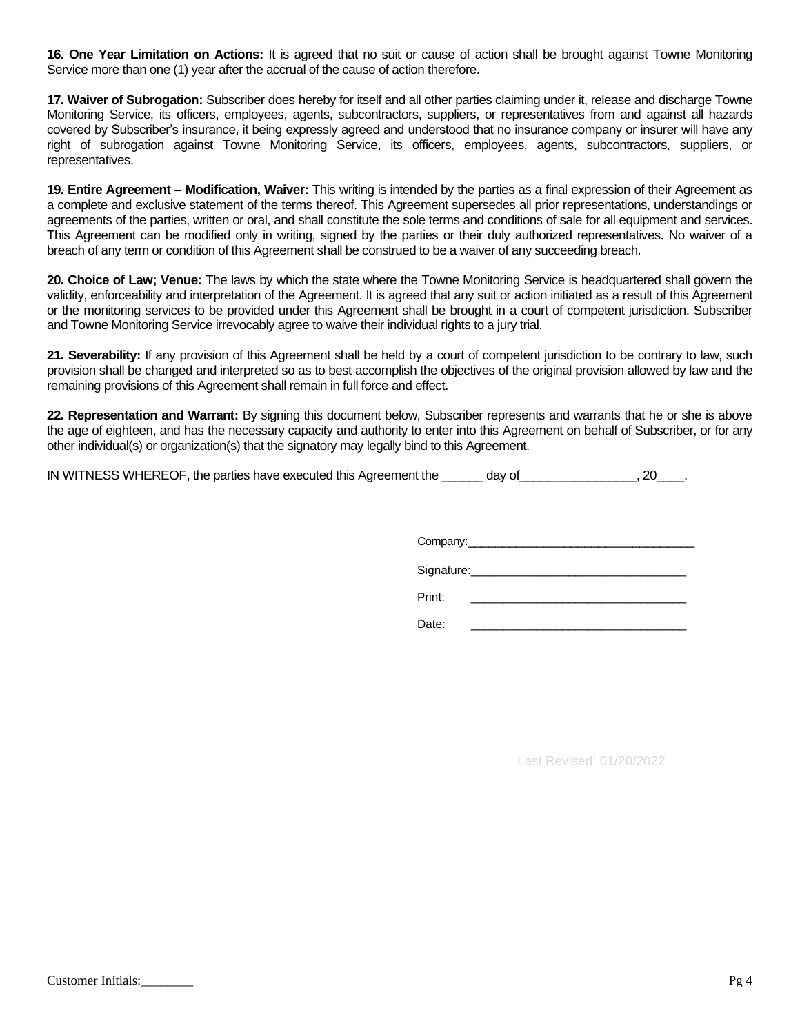**16. One Year Limitation on Actions:** It is agreed that no suit or cause of action shall be brought against Towne Monitoring Service more than one (1) year after the accrual of the cause of action therefore.

**17. Waiver of Subrogation:** Subscriber does hereby for itself and all other parties claiming under it, release and discharge Towne Monitoring Service, its officers, employees, agents, subcontractors, suppliers, or representatives from and against all hazards covered by Subscriber's insurance, it being expressly agreed and understood that no insurance company or insurer will have any right of subrogation against Towne Monitoring Service, its officers, employees, agents, subcontractors, suppliers, or representatives.

**19. Entire Agreement – Modification, Waiver:** This writing is intended by the parties as a final expression of their Agreement as a complete and exclusive statement of the terms thereof. This Agreement supersedes all prior representations, understandings or agreements of the parties, written or oral, and shall constitute the sole terms and conditions of sale for all equipment and services. This Agreement can be modified only in writing, signed by the parties or their duly authorized representatives. No waiver of a breach of any term or condition of this Agreement shall be construed to be a waiver of any succeeding breach.

**20. Choice of Law; Venue:** The laws by which the state where the Towne Monitoring Service is headquartered shall govern the validity, enforceability and interpretation of the Agreement. It is agreed that any suit or action initiated as a result of this Agreement or the monitoring services to be provided under this Agreement shall be brought in a court of competent jurisdiction. Subscriber and Towne Monitoring Service irrevocably agree to waive their individual rights to a jury trial.

**21. Severability:** If any provision of this Agreement shall be held by a court of competent jurisdiction to be contrary to law, such provision shall be changed and interpreted so as to best accomplish the objectives of the original provision allowed by law and the remaining provisions of this Agreement shall remain in full force and effect.

**22. Representation and Warrant:** By signing this document below, Subscriber represents and warrants that he or she is above the age of eighteen, and has the necessary capacity and authority to enter into this Agreement on behalf of Subscriber, or for any other individual(s) or organization(s) that the signatory may legally bind to this Agreement.

IN WITNESS WHEREOF, the parties have executed this Agreement the ______ day of_________________, 20____.

Company:_____________________________________

Signature:_________________________________

Print: _________________________________

Date: _________________________________

Last Revised: 01/20/2022

Customer Initials:________